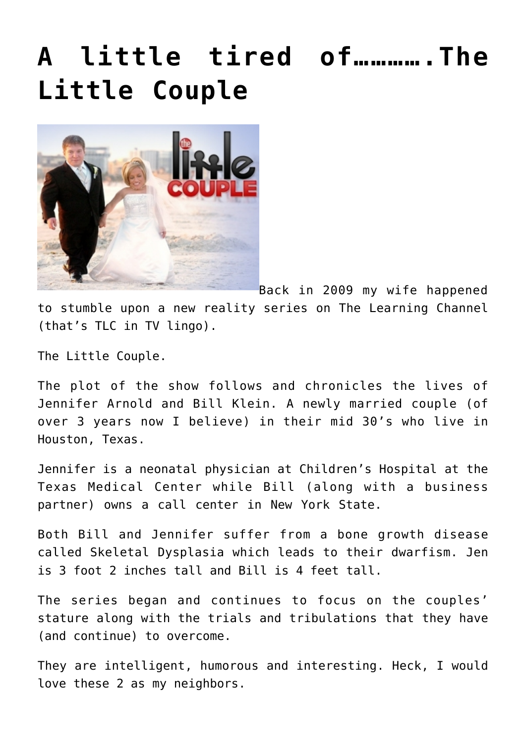# A little tired of……….The Little Couple

Back in 2009 my wife happened to stumble upon a new reality series on The Learning Channel (that's TLC in TV lingo).

The Little Couple.

The plot of the show follows and chronicles the lives of Jennifer Arnold and Bill Klein. A newly married couple (of over 3 years now I believe) in their mid 30's who live in Houston, Texas.

Jennifer is a neonatal physician at Children's Hospital at the Texas Medical Center while Bill (along with a business partner) owns a call center in New York State.

Both Bill and Jennifer suffer from a bone growth disease called Skeletal Dysplasia which leads to their dwarfism. Jen is 3 foot 2 inches tall and Bill is 4 feet tall.

The series began and continues to focus on the couples' stature along with the trials and tribulations that they have (and continue) to overcome.

They are intelligent, humorous and interesting. Heck, I would love these 2 as my neighbors.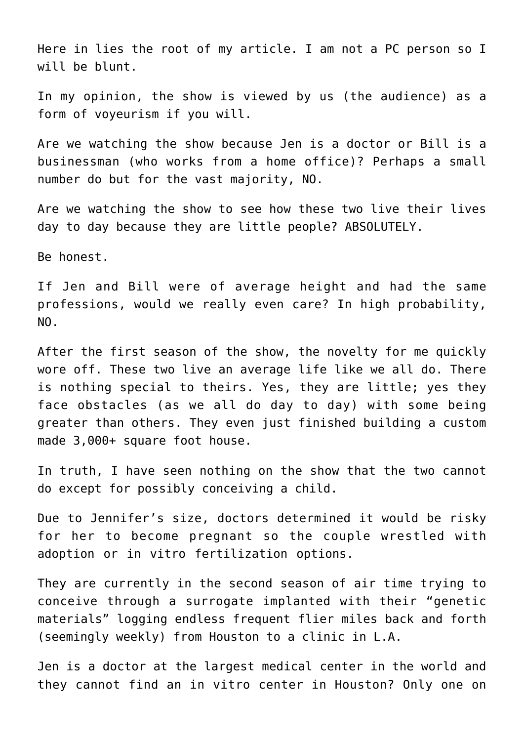Here in lies the root of my article. I am not a PC person so I will be blunt.

In my opinion, the show is viewed by us (the audience) as a form of voyeurism if you will.

Are we watching the show because Jen is a doctor or Bill is a businessman (who works from a home office)? Perhaps a small number do but for the vast majority, NO.

Are we watching the show to see how these two live their lives day to day because they are little people? ABSOLUTELY.

Be honest.

If Jen and Bill were of average height and had the same professions, would we really even care? In high probability, NO.

After the first season of the show, the novelty for me quickly wore off. These two live an average life like we all do. There is nothing special to theirs. Yes, they are little; yes they face obstacles (as we all do day to day) with some being greater than others. They even just finished building a custom made 3,000+ square foot house.

In truth, I have seen nothing on the show that the two cannot do except for possibly conceiving a child.

Due to Jennifer's size, doctors determined it would be risky for her to become pregnant so the couple wrestled with adoption or in vitro fertilization options.

They are currently in the second season of air time trying to conceive through a surrogate implanted with their "genetic materials" logging endless frequent flier miles back and forth (seemingly weekly) from Houston to a clinic in L.A.

Jen is a doctor at the largest medical center in the world and they cannot find an in vitro center in Houston? Only one on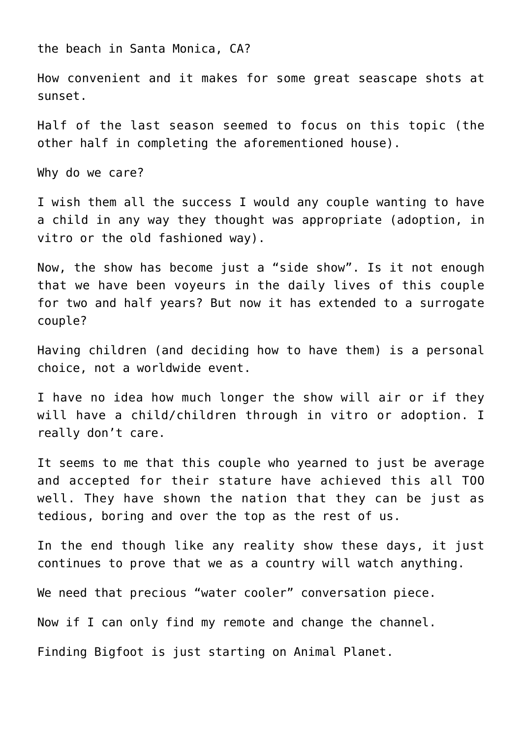the beach in Santa Monica, CA?

How convenient and it makes for some great seascape shots at sunset.

Half of the last season seemed to focus on this topic (the other half in completing the aforementioned house).

Why do we care?

I wish them all the success I would any couple wanting to have a child in any way they thought was appropriate (adoption, in vitro or the old fashioned way).

Now, the show has become just a "side show". Is it not enough that we have been voyeurs in the daily lives of this couple for two and half years? But now it has extended to a surrogate couple?

Having children (and deciding how to have them) is a personal choice, not a worldwide event.

I have no idea how much longer the show will air or if they will have a child/children through in vitro or adoption. I really don't care.

It seems to me that this couple who yearned to just be average and accepted for their stature have achieved this all TOO well. They have shown the nation that they can be just as tedious, boring and over the top as the rest of us.

In the end though like any reality show these days, it just continues to prove that we as a country will watch anything.

We need that precious "water cooler" conversation piece.

Now if I can only find my remote and change the channel.

Finding Bigfoot is just starting on Animal Planet.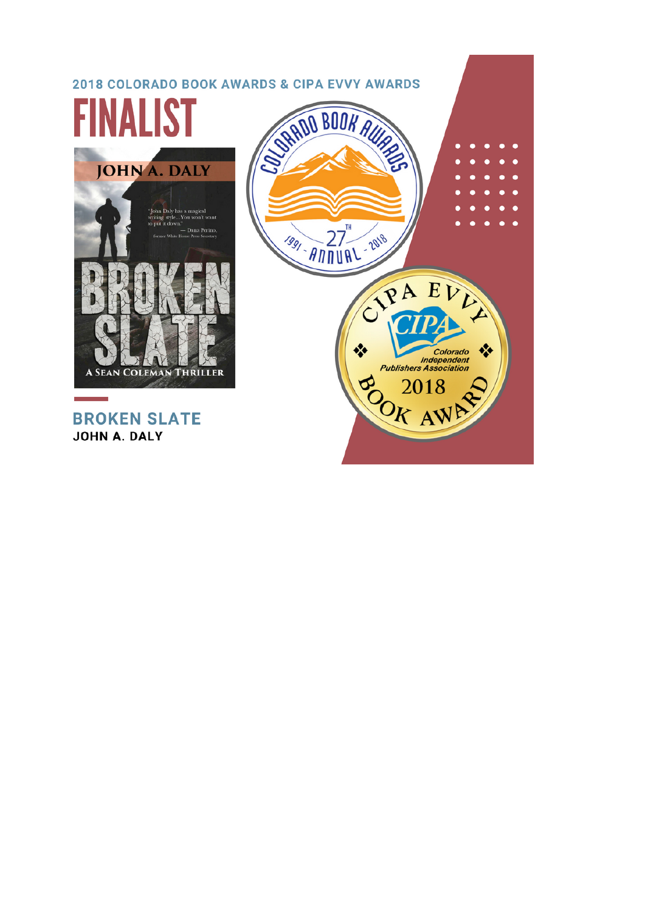2018 COLORADO BOOK AWARDS & CIPA EVVY AWARDS

# FINALIST

JOHN A. DALY

"John Daly has a magical writing style...You won't want to put it down."
— Dana Perino, former White House Press Secretary

BROKEN SLATE

A SEAN COLEMAN THRILLER

COLORADO BOOK AWARDS

1991 - 27TH ANNUAL - 2018

CIPA EVVY

CIPA

Colorado Independent Publishers Association

2018

BOOK AWARD

## BROKEN SLATE

**JOHN A. DALY**